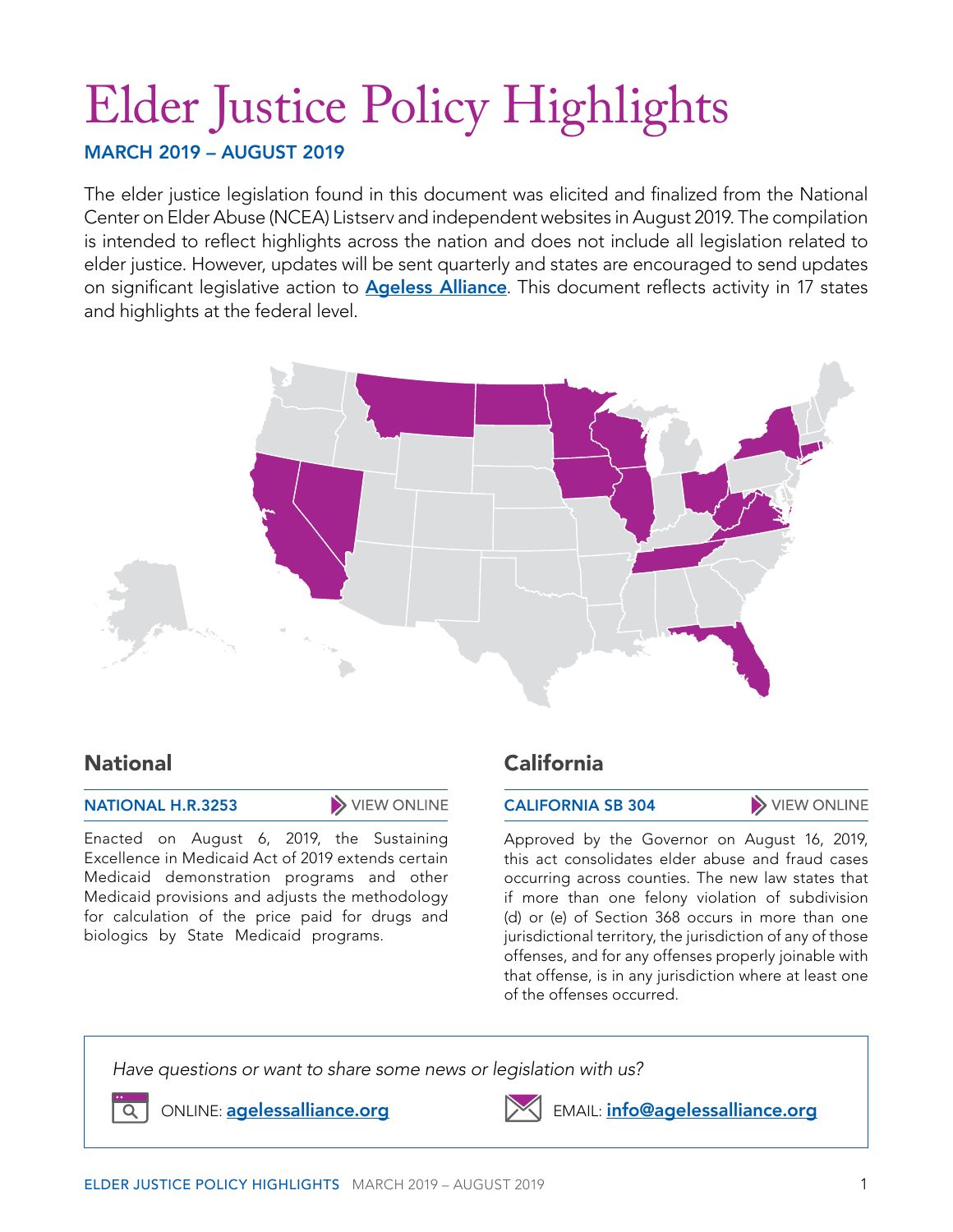# Elder Justice Policy Highlights

**MARCH 2019 – AUGUST 2019**

The elder justice legislation found in this document was elicited and finalized from the National Center on Elder Abuse (NCEA) Listserv and independent websites in August 2019. The compilation is intended to reflect highlights across the nation and does not include all legislation related to elder justice. However, updates will be sent quarterly and states are encouraged to send updates on significant legislative action to **Ageless Alliance**. This document reflects activity in 17 states and highlights at the federal level.

## National

**NATIONAL H.R.3253** VIEW ONLINE

Enacted on August 6, 2019, the Sustaining Excellence in Medicaid Act of 2019 extends certain Medicaid demonstration programs and other Medicaid provisions and adjusts the methodology for calculation of the price paid for drugs and biologics by State Medicaid programs.

## California

**CALIFORNIA SB 304** VIEW ONLINE

Approved by the Governor on August 16, 2019, this act consolidates elder abuse and fraud cases occurring across counties. The new law states that if more than one felony violation of subdivision (d) or (e) of Section 368 occurs in more than one jurisdictional territory, the jurisdiction of any of those offenses, and for any offenses properly joinable with that offense, is in any jurisdiction where at least one of the offenses occurred.

*Have questions or want to share some news or legislation with us?*

ONLINE: **agelessalliance.org**

EMAIL: **info@agelessalliance.org**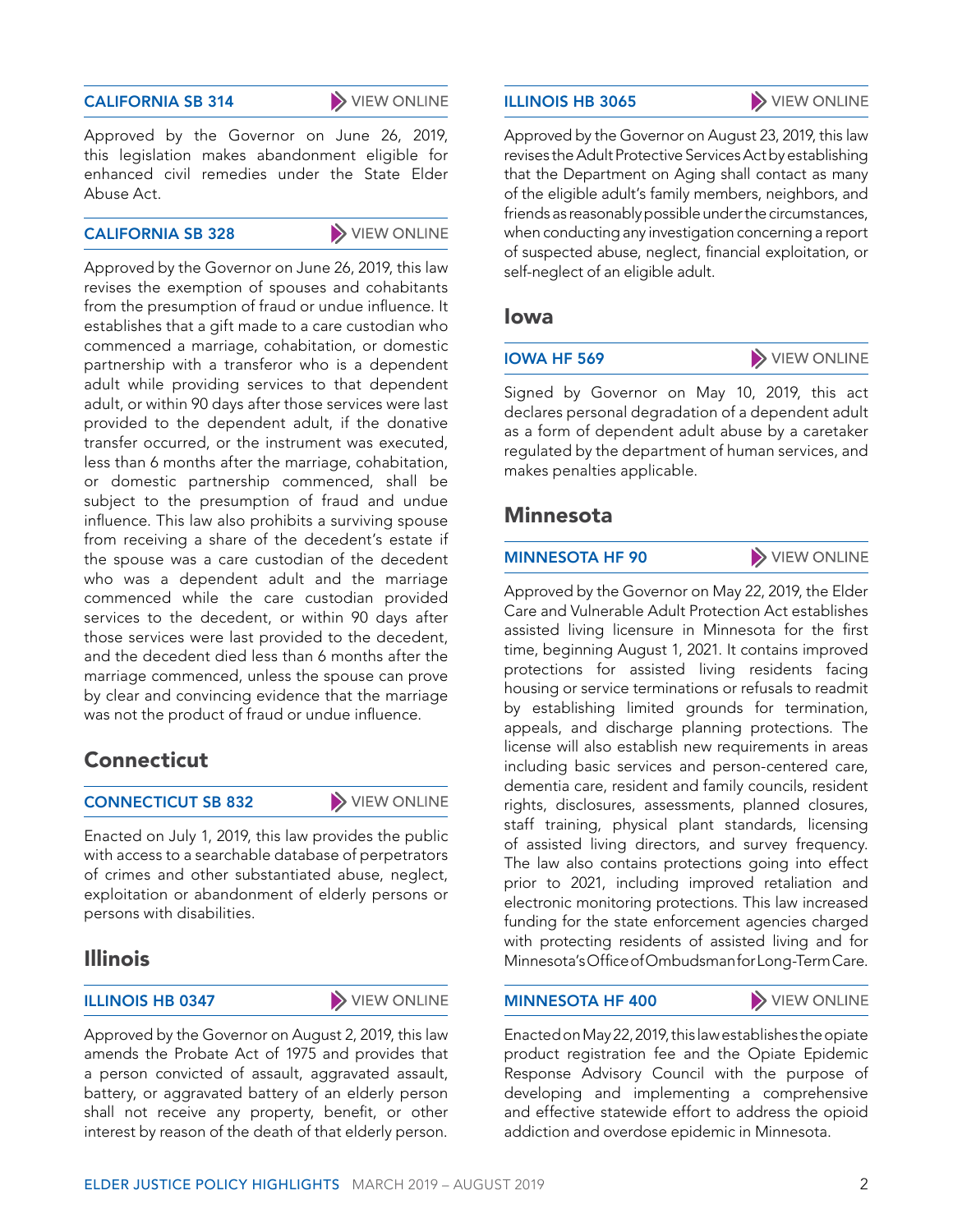### CALIFORNIA SB 314

VIEW ONLINE

Approved by the Governor on June 26, 2019, this legislation makes abandonment eligible for enhanced civil remedies under the State Elder Abuse Act.

### CALIFORNIA SB 328

VIEW ONLINE

Approved by the Governor on June 26, 2019, this law revises the exemption of spouses and cohabitants from the presumption of fraud or undue influence. It establishes that a gift made to a care custodian who commenced a marriage, cohabitation, or domestic partnership with a transferor who is a dependent adult while providing services to that dependent adult, or within 90 days after those services were last provided to the dependent adult, if the donative transfer occurred, or the instrument was executed, less than 6 months after the marriage, cohabitation, or domestic partnership commenced, shall be subject to the presumption of fraud and undue influence. This law also prohibits a surviving spouse from receiving a share of the decedent's estate if the spouse was a care custodian of the decedent who was a dependent adult and the marriage commenced while the care custodian provided services to the decedent, or within 90 days after those services were last provided to the decedent, and the decedent died less than 6 months after the marriage commenced, unless the spouse can prove by clear and convincing evidence that the marriage was not the product of fraud or undue influence.

## Connecticut

### CONNECTICUT SB 832

VIEW ONLINE

Enacted on July 1, 2019, this law provides the public with access to a searchable database of perpetrators of crimes and other substantiated abuse, neglect, exploitation or abandonment of elderly persons or persons with disabilities.

## Illinois

### ILLINOIS HB 0347

VIEW ONLINE

Approved by the Governor on August 2, 2019, this law amends the Probate Act of 1975 and provides that a person convicted of assault, aggravated assault, battery, or aggravated battery of an elderly person shall not receive any property, benefit, or other interest by reason of the death of that elderly person.

### ILLINOIS HB 3065

VIEW ONLINE

Approved by the Governor on August 23, 2019, this law revises the Adult Protective Services Act by establishing that the Department on Aging shall contact as many of the eligible adult's family members, neighbors, and friends as reasonably possible under the circumstances, when conducting any investigation concerning a report of suspected abuse, neglect, financial exploitation, or self-neglect of an eligible adult.

## Iowa

### IOWA HF 569

VIEW ONLINE

Signed by Governor on May 10, 2019, this act declares personal degradation of a dependent adult as a form of dependent adult abuse by a caretaker regulated by the department of human services, and makes penalties applicable.

## Minnesota

### MINNESOTA HF 90

VIEW ONLINE

Approved by the Governor on May 22, 2019, the Elder Care and Vulnerable Adult Protection Act establishes assisted living licensure in Minnesota for the first time, beginning August 1, 2021. It contains improved protections for assisted living residents facing housing or service terminations or refusals to readmit by establishing limited grounds for termination, appeals, and discharge planning protections. The license will also establish new requirements in areas including basic services and person-centered care, dementia care, resident and family councils, resident rights, disclosures, assessments, planned closures, staff training, physical plant standards, licensing of assisted living directors, and survey frequency. The law also contains protections going into effect prior to 2021, including improved retaliation and electronic monitoring protections. This law increased funding for the state enforcement agencies charged with protecting residents of assisted living and for Minnesota's Office of Ombudsman for Long-Term Care.

### MINNESOTA HF 400

VIEW ONLINE

Enacted on May 22, 2019, this law establishes the opiate product registration fee and the Opiate Epidemic Response Advisory Council with the purpose of developing and implementing a comprehensive and effective statewide effort to address the opioid addiction and overdose epidemic in Minnesota.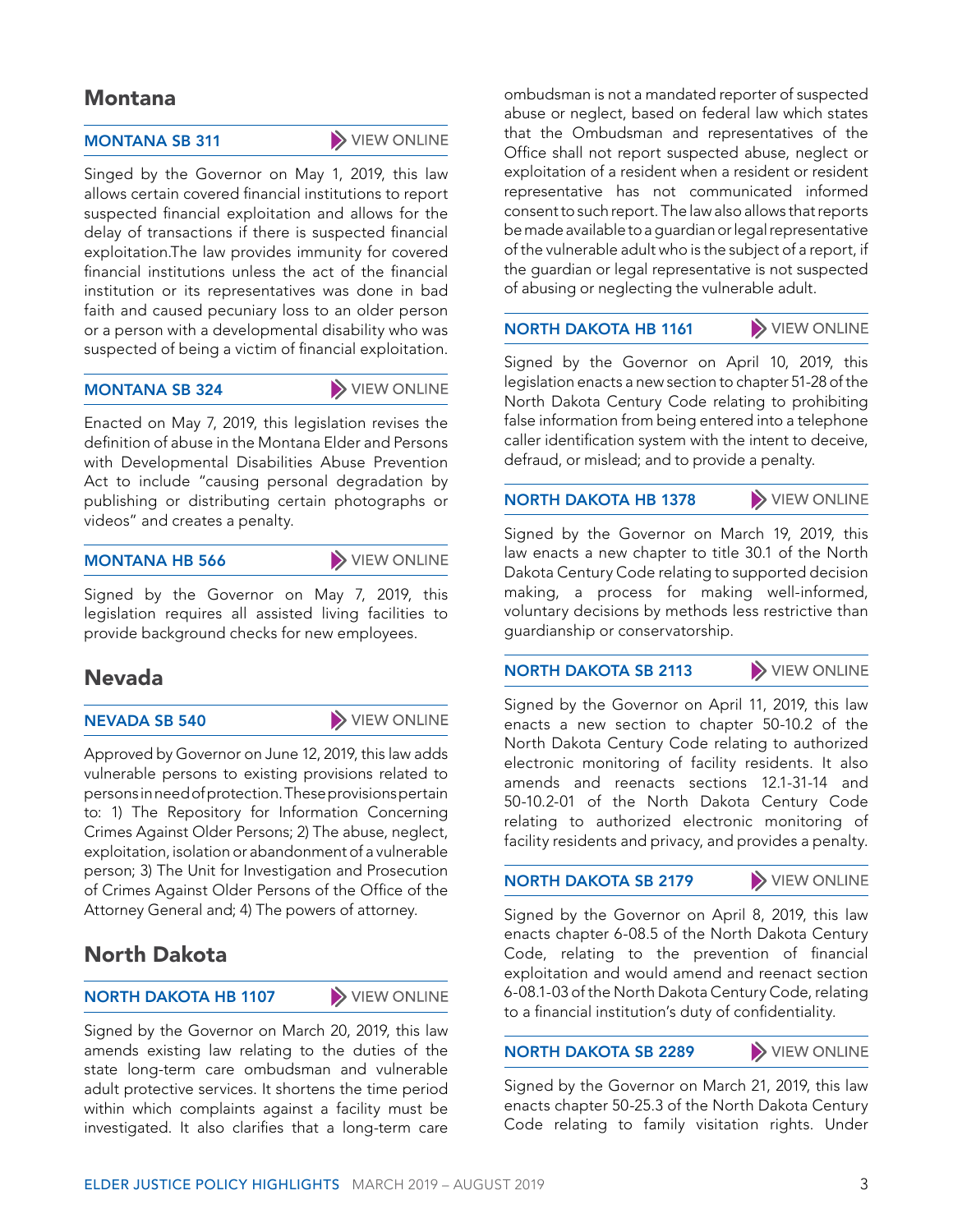## Montana

### MONTANA SB 311

VIEW ONLINE

Singed by the Governor on May 1, 2019, this law allows certain covered financial institutions to report suspected financial exploitation and allows for the delay of transactions if there is suspected financial exploitation.The law provides immunity for covered financial institutions unless the act of the financial institution or its representatives was done in bad faith and caused pecuniary loss to an older person or a person with a developmental disability who was suspected of being a victim of financial exploitation.

### MONTANA SB 324

VIEW ONLINE

Enacted on May 7, 2019, this legislation revises the definition of abuse in the Montana Elder and Persons with Developmental Disabilities Abuse Prevention Act to include "causing personal degradation by publishing or distributing certain photographs or videos" and creates a penalty.

### MONTANA HB 566

VIEW ONLINE

Signed by the Governor on May 7, 2019, this legislation requires all assisted living facilities to provide background checks for new employees.

## Nevada

### NEVADA SB 540

VIEW ONLINE

Approved by Governor on June 12, 2019, this law adds vulnerable persons to existing provisions related to persons in need of protection. These provisions pertain to: 1) The Repository for Information Concerning Crimes Against Older Persons; 2) The abuse, neglect, exploitation, isolation or abandonment of a vulnerable person; 3) The Unit for Investigation and Prosecution of Crimes Against Older Persons of the Office of the Attorney General and; 4) The powers of attorney.

## North Dakota

### NORTH DAKOTA HB 1107

VIEW ONLINE

Signed by the Governor on March 20, 2019, this law amends existing law relating to the duties of the state long-term care ombudsman and vulnerable adult protective services. It shortens the time period within which complaints against a facility must be investigated. It also clarifies that a long-term care ombudsman is not a mandated reporter of suspected abuse or neglect, based on federal law which states that the Ombudsman and representatives of the Office shall not report suspected abuse, neglect or exploitation of a resident when a resident or resident representative has not communicated informed consent to such report. The law also allows that reports be made available to a guardian or legal representative of the vulnerable adult who is the subject of a report, if the guardian or legal representative is not suspected of abusing or neglecting the vulnerable adult.

### NORTH DAKOTA HB 1161

VIEW ONLINE

Signed by the Governor on April 10, 2019, this legislation enacts a new section to chapter 51-28 of the North Dakota Century Code relating to prohibiting false information from being entered into a telephone caller identification system with the intent to deceive, defraud, or mislead; and to provide a penalty.

### NORTH DAKOTA HB 1378

VIEW ONLINE

Signed by the Governor on March 19, 2019, this law enacts a new chapter to title 30.1 of the North Dakota Century Code relating to supported decision making, a process for making well-informed, voluntary decisions by methods less restrictive than guardianship or conservatorship.

### NORTH DAKOTA SB 2113

VIEW ONLINE

Signed by the Governor on April 11, 2019, this law enacts a new section to chapter 50-10.2 of the North Dakota Century Code relating to authorized electronic monitoring of facility residents. It also amends and reenacts sections 12.1-31-14 and 50-10.2-01 of the North Dakota Century Code relating to authorized electronic monitoring of facility residents and privacy, and provides a penalty.

### NORTH DAKOTA SB 2179

VIEW ONLINE

Signed by the Governor on April 8, 2019, this law enacts chapter 6-08.5 of the North Dakota Century Code, relating to the prevention of financial exploitation and would amend and reenact section 6-08.1-03 of the North Dakota Century Code, relating to a financial institution's duty of confidentiality.

### NORTH DAKOTA SB 2289

VIEW ONLINE

Signed by the Governor on March 21, 2019, this law enacts chapter 50-25.3 of the North Dakota Century Code relating to family visitation rights. Under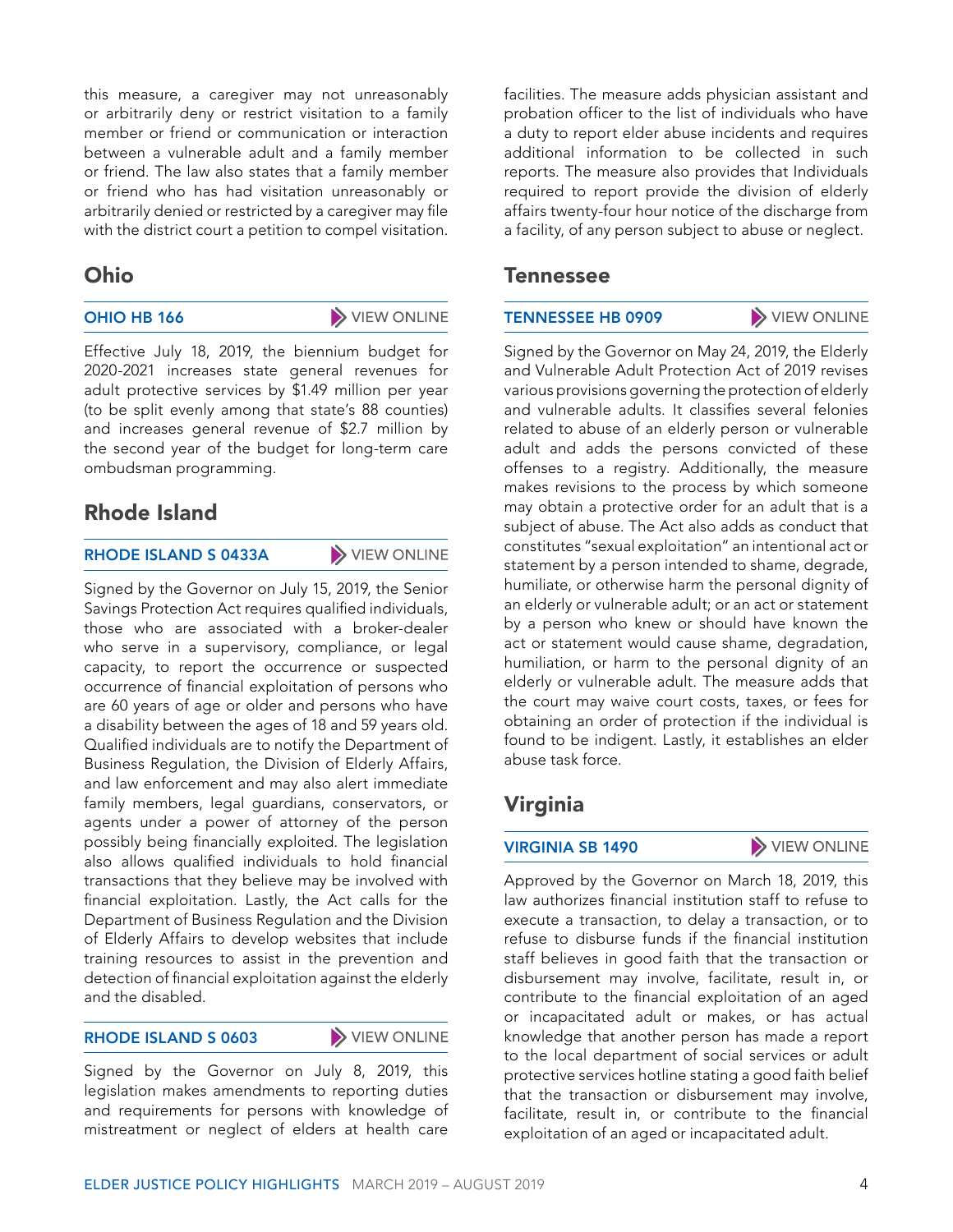this measure, a caregiver may not unreasonably or arbitrarily deny or restrict visitation to a family member or friend or communication or interaction between a vulnerable adult and a family member or friend. The law also states that a family member or friend who has had visitation unreasonably or arbitrarily denied or restricted by a caregiver may file with the district court a petition to compel visitation.

## Ohio

### OHIO HB 166 — VIEW ONLINE

Effective July 18, 2019, the biennium budget for 2020-2021 increases state general revenues for adult protective services by $1.49 million per year (to be split evenly among that state's 88 counties) and increases general revenue of $2.7 million by the second year of the budget for long-term care ombudsman programming.

## Rhode Island

### RHODE ISLAND S 0433A — VIEW ONLINE

Signed by the Governor on July 15, 2019, the Senior Savings Protection Act requires qualified individuals, those who are associated with a broker-dealer who serve in a supervisory, compliance, or legal capacity, to report the occurrence or suspected occurrence of financial exploitation of persons who are 60 years of age or older and persons who have a disability between the ages of 18 and 59 years old. Qualified individuals are to notify the Department of Business Regulation, the Division of Elderly Affairs, and law enforcement and may also alert immediate family members, legal guardians, conservators, or agents under a power of attorney of the person possibly being financially exploited. The legislation also allows qualified individuals to hold financial transactions that they believe may be involved with financial exploitation. Lastly, the Act calls for the Department of Business Regulation and the Division of Elderly Affairs to develop websites that include training resources to assist in the prevention and detection of financial exploitation against the elderly and the disabled.

### RHODE ISLAND S 0603 — VIEW ONLINE

Signed by the Governor on July 8, 2019, this legislation makes amendments to reporting duties and requirements for persons with knowledge of mistreatment or neglect of elders at health care facilities. The measure adds physician assistant and probation officer to the list of individuals who have a duty to report elder abuse incidents and requires additional information to be collected in such reports. The measure also provides that Individuals required to report provide the division of elderly affairs twenty-four hour notice of the discharge from a facility, of any person subject to abuse or neglect.

## Tennessee

### TENNESSEE HB 0909 — VIEW ONLINE

Signed by the Governor on May 24, 2019, the Elderly and Vulnerable Adult Protection Act of 2019 revises various provisions governing the protection of elderly and vulnerable adults. It classifies several felonies related to abuse of an elderly person or vulnerable adult and adds the persons convicted of these offenses to a registry. Additionally, the measure makes revisions to the process by which someone may obtain a protective order for an adult that is a subject of abuse. The Act also adds as conduct that constitutes "sexual exploitation" an intentional act or statement by a person intended to shame, degrade, humiliate, or otherwise harm the personal dignity of an elderly or vulnerable adult; or an act or statement by a person who knew or should have known the act or statement would cause shame, degradation, humiliation, or harm to the personal dignity of an elderly or vulnerable adult. The measure adds that the court may waive court costs, taxes, or fees for obtaining an order of protection if the individual is found to be indigent. Lastly, it establishes an elder abuse task force.

## Virginia

### VIRGINIA SB 1490 — VIEW ONLINE

Approved by the Governor on March 18, 2019, this law authorizes financial institution staff to refuse to execute a transaction, to delay a transaction, or to refuse to disburse funds if the financial institution staff believes in good faith that the transaction or disbursement may involve, facilitate, result in, or contribute to the financial exploitation of an aged or incapacitated adult or makes, or has actual knowledge that another person has made a report to the local department of social services or adult protective services hotline stating a good faith belief that the transaction or disbursement may involve, facilitate, result in, or contribute to the financial exploitation of an aged or incapacitated adult.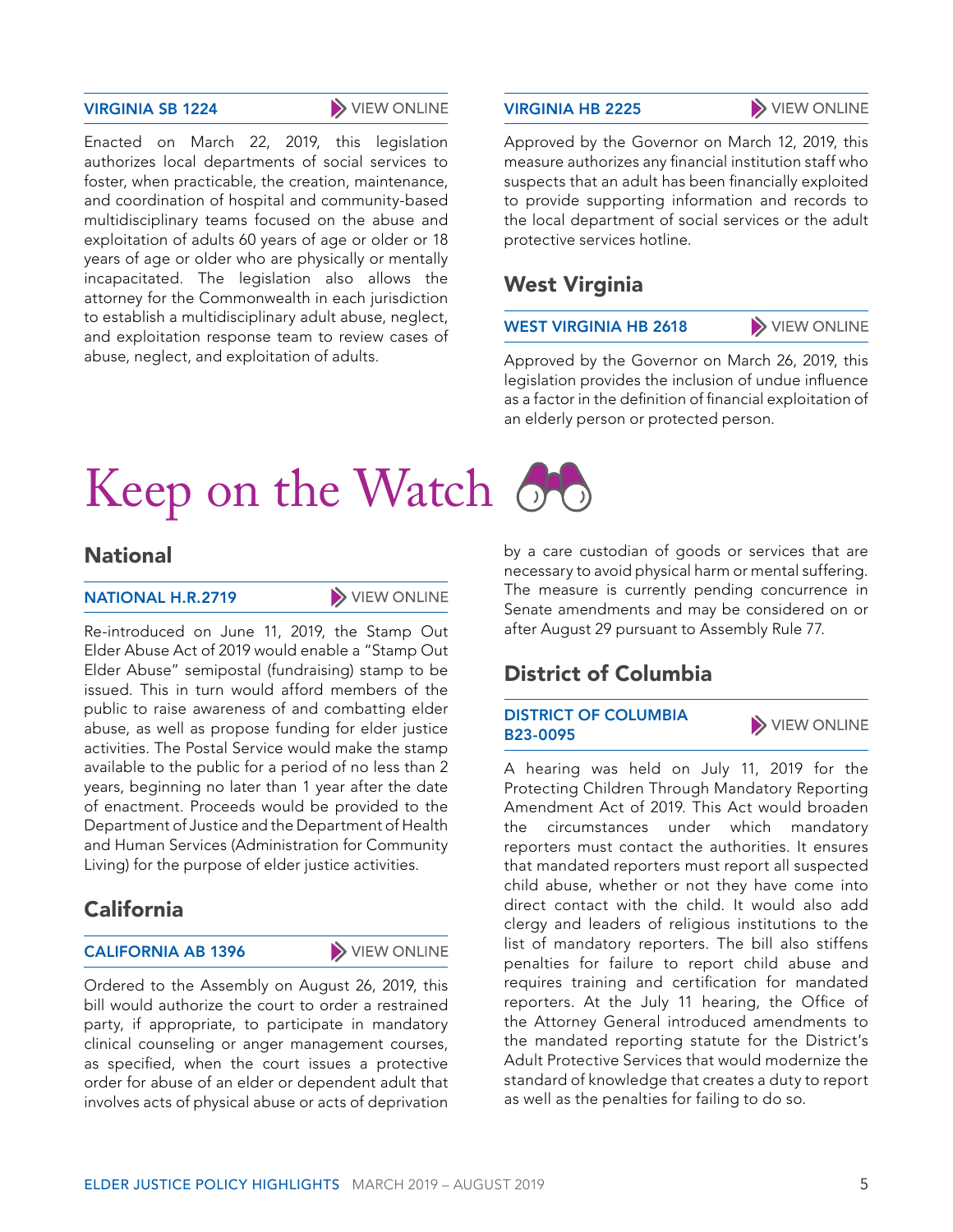### VIRGINIA SB 1224

VIEW ONLINE

Enacted on March 22, 2019, this legislation authorizes local departments of social services to foster, when practicable, the creation, maintenance, and coordination of hospital and community-based multidisciplinary teams focused on the abuse and exploitation of adults 60 years of age or older or 18 years of age or older who are physically or mentally incapacitated. The legislation also allows the attorney for the Commonwealth in each jurisdiction to establish a multidisciplinary adult abuse, neglect, and exploitation response team to review cases of abuse, neglect, and exploitation of adults.

### VIRGINIA HB 2225

VIEW ONLINE

Approved by the Governor on March 12, 2019, this measure authorizes any financial institution staff who suspects that an adult has been financially exploited to provide supporting information and records to the local department of social services or the adult protective services hotline.

## West Virginia

### WEST VIRGINIA HB 2618

VIEW ONLINE

Approved by the Governor on March 26, 2019, this legislation provides the inclusion of undue influence as a factor in the definition of financial exploitation of an elderly person or protected person.

# Keep on the Watch

## National

### NATIONAL H.R.2719

VIEW ONLINE

Re-introduced on June 11, 2019, the Stamp Out Elder Abuse Act of 2019 would enable a "Stamp Out Elder Abuse" semipostal (fundraising) stamp to be issued. This in turn would afford members of the public to raise awareness of and combatting elder abuse, as well as propose funding for elder justice activities. The Postal Service would make the stamp available to the public for a period of no less than 2 years, beginning no later than 1 year after the date of enactment. Proceeds would be provided to the Department of Justice and the Department of Health and Human Services (Administration for Community Living) for the purpose of elder justice activities.

## California

### CALIFORNIA AB 1396

VIEW ONLINE

Ordered to the Assembly on August 26, 2019, this bill would authorize the court to order a restrained party, if appropriate, to participate in mandatory clinical counseling or anger management courses, as specified, when the court issues a protective order for abuse of an elder or dependent adult that involves acts of physical abuse or acts of deprivation by a care custodian of goods or services that are necessary to avoid physical harm or mental suffering. The measure is currently pending concurrence in Senate amendments and may be considered on or after August 29 pursuant to Assembly Rule 77.

## District of Columbia

### DISTRICT OF COLUMBIA B23-0095

VIEW ONLINE

A hearing was held on July 11, 2019 for the Protecting Children Through Mandatory Reporting Amendment Act of 2019. This Act would broaden the circumstances under which mandatory reporters must contact the authorities. It ensures that mandated reporters must report all suspected child abuse, whether or not they have come into direct contact with the child. It would also add clergy and leaders of religious institutions to the list of mandatory reporters. The bill also stiffens penalties for failure to report child abuse and requires training and certification for mandated reporters. At the July 11 hearing, the Office of the Attorney General introduced amendments to the mandated reporting statute for the District's Adult Protective Services that would modernize the standard of knowledge that creates a duty to report as well as the penalties for failing to do so.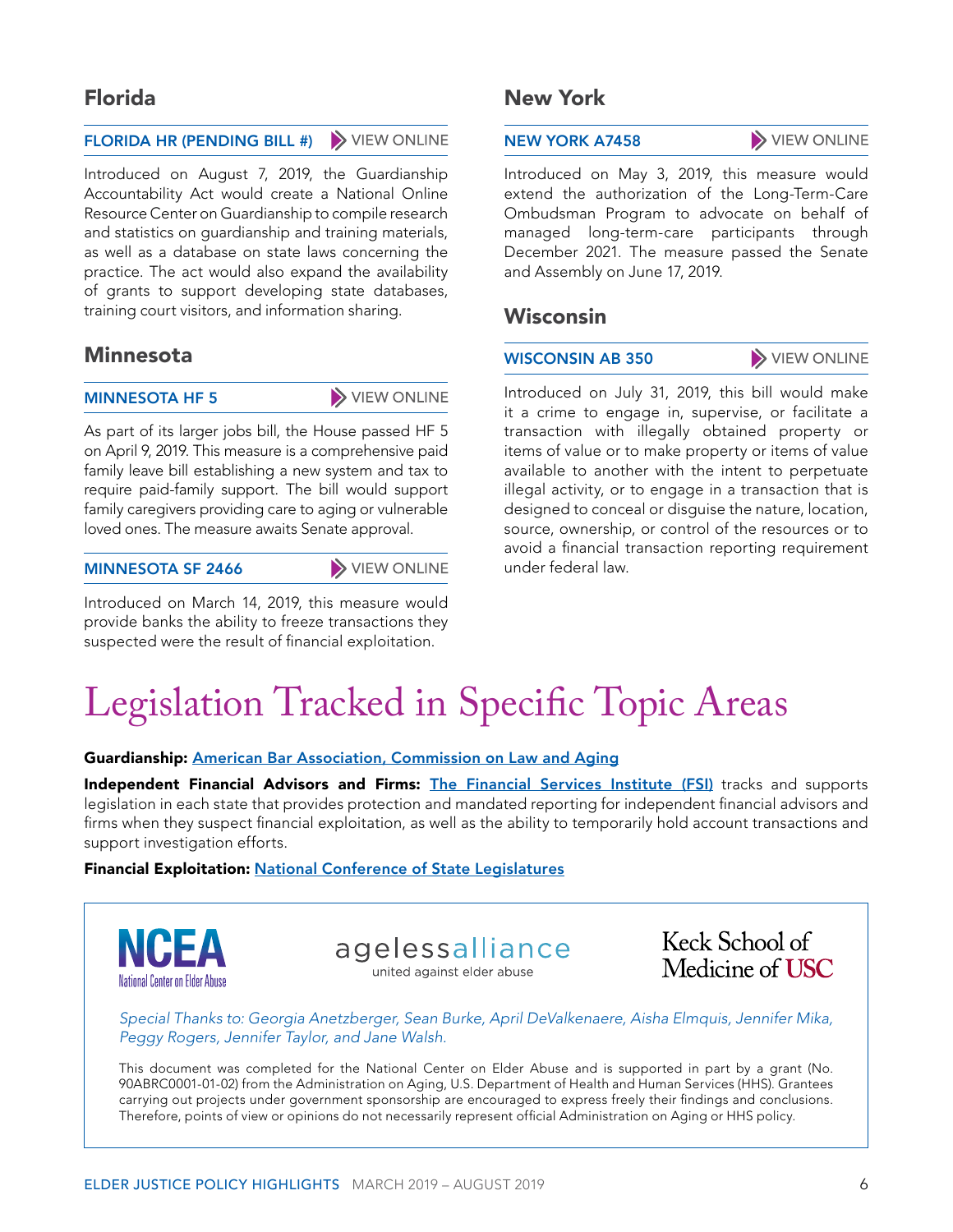## Florida

**FLORIDA HR (PENDING BILL #)** VIEW ONLINE

Introduced on August 7, 2019, the Guardianship Accountability Act would create a National Online Resource Center on Guardianship to compile research and statistics on guardianship and training materials, as well as a database on state laws concerning the practice. The act would also expand the availability of grants to support developing state databases, training court visitors, and information sharing.

## Minnesota

**MINNESOTA HF 5** VIEW ONLINE

As part of its larger jobs bill, the House passed HF 5 on April 9, 2019. This measure is a comprehensive paid family leave bill establishing a new system and tax to require paid-family support. The bill would support family caregivers providing care to aging or vulnerable loved ones. The measure awaits Senate approval.

**MINNESOTA SF 2466** VIEW ONLINE

Introduced on March 14, 2019, this measure would provide banks the ability to freeze transactions they suspected were the result of financial exploitation.

## New York

**NEW YORK A7458** VIEW ONLINE

Introduced on May 3, 2019, this measure would extend the authorization of the Long-Term-Care Ombudsman Program to advocate on behalf of managed long-term-care participants through December 2021. The measure passed the Senate and Assembly on June 17, 2019.

## Wisconsin

**WISCONSIN AB 350** VIEW ONLINE

Introduced on July 31, 2019, this bill would make it a crime to engage in, supervise, or facilitate a transaction with illegally obtained property or items of value or to make property or items of value available to another with the intent to perpetuate illegal activity, or to engage in a transaction that is designed to conceal or disguise the nature, location, source, ownership, or control of the resources or to avoid a financial transaction reporting requirement under federal law.

# Legislation Tracked in Specific Topic Areas

**Guardianship:** American Bar Association, Commission on Law and Aging

**Independent Financial Advisors and Firms:** The Financial Services Institute (FSI) tracks and supports legislation in each state that provides protection and mandated reporting for independent financial advisors and firms when they suspect financial exploitation, as well as the ability to temporarily hold account transactions and support investigation efforts.

**Financial Exploitation:** National Conference of State Legislatures

NCEA National Center on Elder Abuse

agelessalliance united against elder abuse

Keck School of Medicine of USC

*Special Thanks to: Georgia Anetzberger, Sean Burke, April DeValkenaere, Aisha Elmquis, Jennifer Mika, Peggy Rogers, Jennifer Taylor, and Jane Walsh.*

This document was completed for the National Center on Elder Abuse and is supported in part by a grant (No. 90ABRC0001-01-02) from the Administration on Aging, U.S. Department of Health and Human Services (HHS). Grantees carrying out projects under government sponsorship are encouraged to express freely their findings and conclusions. Therefore, points of view or opinions do not necessarily represent official Administration on Aging or HHS policy.